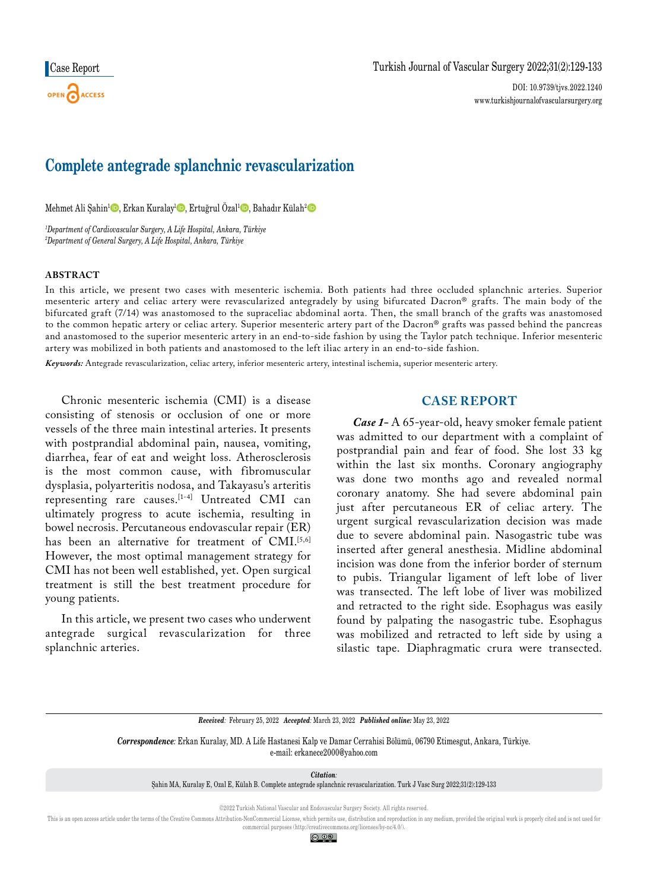Case Report

# Complete antegrade splanchnic revascularization

Mehmet Ali Şahin[1], Erkan Kuralay[1], Ertuğrul Özal[1], Bahadır Külah[2]

*[1]Department of Cardiovascular Surgery, A Life Hospital, Ankara, Türkiye*
*[2]Department of General Surgery, A Life Hospital, Ankara, Türkiye*

## ABSTRACT

In this article, we present two cases with mesenteric ischemia. Both patients had three occluded splanchnic arteries. Superior mesenteric artery and celiac artery were revascularized antegradely by using bifurcated Dacron® grafts. The main body of the bifurcated graft (7/14) was anastomosed to the supraceliac abdominal aorta. Then, the small branch of the grafts was anastomosed to the common hepatic artery or celiac artery. Superior mesenteric artery part of the Dacron® grafts was passed behind the pancreas and anastomosed to the superior mesenteric artery in an end-to-side fashion by using the Taylor patch technique. Inferior mesenteric artery was mobilized in both patients and anastomosed to the left iliac artery in an end-to-side fashion.

***Keywords:*** Antegrade revascularization, celiac artery, inferior mesenteric artery, intestinal ischemia, superior mesenteric artery.

Chronic mesenteric ischemia (CMI) is a disease consisting of stenosis or occlusion of one or more vessels of the three main intestinal arteries. It presents with postprandial abdominal pain, nausea, vomiting, diarrhea, fear of eat and weight loss. Atherosclerosis is the most common cause, with fibromuscular dysplasia, polyarteritis nodosa, and Takayasu's arteritis representing rare causes.[1-4] Untreated CMI can ultimately progress to acute ischemia, resulting in bowel necrosis. Percutaneous endovascular repair (ER) has been an alternative for treatment of CMI.[5,6] However, the most optimal management strategy for CMI has not been well established, yet. Open surgical treatment is still the best treatment procedure for young patients.

In this article, we present two cases who underwent antegrade surgical revascularization for three splanchnic arteries.

## CASE REPORT

***Case 1-*** A 65-year-old, heavy smoker female patient was admitted to our department with a complaint of postprandial pain and fear of food. She lost 33 kg within the last six months. Coronary angiography was done two months ago and revealed normal coronary anatomy. She had severe abdominal pain just after percutaneous ER of celiac artery. The urgent surgical revascularization decision was made due to severe abdominal pain. Nasogastric tube was inserted after general anesthesia. Midline abdominal incision was done from the inferior border of sternum to pubis. Triangular ligament of left lobe of liver was transected. The left lobe of liver was mobilized and retracted to the right side. Esophagus was easily found by palpating the nasogastric tube. Esophagus was mobilized and retracted to left side by using a silastic tape. Diaphragmatic crura were transected.

***Received:*** February 25, 2022 ***Accepted:*** March 23, 2022 ***Published online:*** May 23, 2022

***Correspondence:*** Erkan Kuralay, MD. A Life Hastanesi Kalp ve Damar Cerrahisi Bölümü, 06790 Etimesgut, Ankara, Türkiye.
e-mail: erkanece2000@yahoo.com

***Citation:***
Şahin MA, Kuralay E, Ozal E, Külah B. Complete antegrade splanchnic revascularization. Turk J Vasc Surg 2022;31(2):129-133

©2022 Turkish National Vascular and Endovascular Surgery Society. All rights reserved.

This is an open access article under the terms of the Creative Commons Attribution-NonCommercial License, which permits use, distribution and reproduction in any medium, provided the original work is properly cited and is not used for commercial purposes (http://creativecommons.org/licenses/by-nc/4.0/).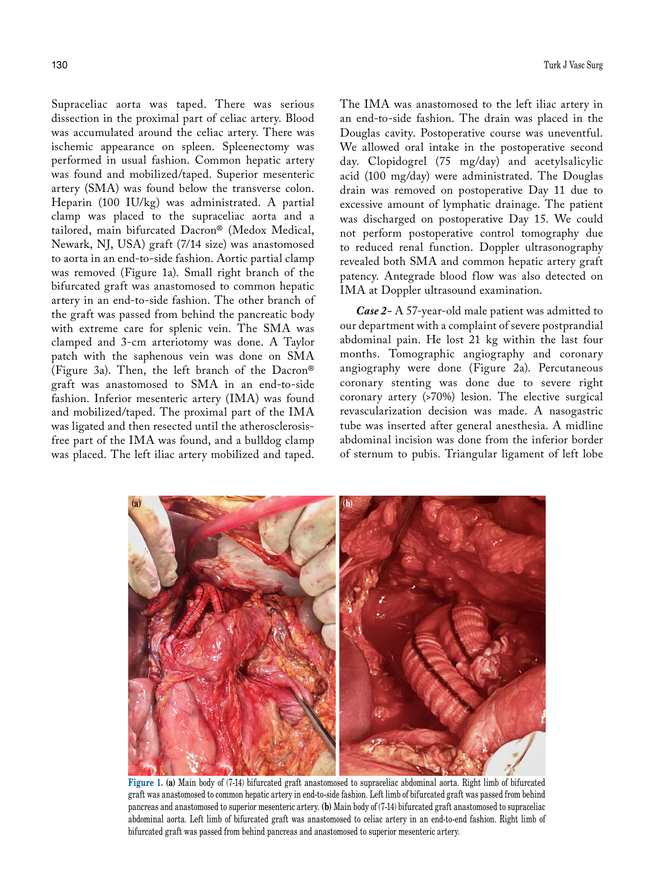Supraceliac aorta was taped. There was serious dissection in the proximal part of celiac artery. Blood was accumulated around the celiac artery. There was ischemic appearance on spleen. Spleenectomy was performed in usual fashion. Common hepatic artery was found and mobilized/taped. Superior mesenteric artery (SMA) was found below the transverse colon. Heparin (100 IU/kg) was administrated. A partial clamp was placed to the supraceliac aorta and a tailored, main bifurcated Dacron® (Medox Medical, Newark, NJ, USA) graft (7/14 size) was anastomosed to aorta in an end-to-side fashion. Aortic partial clamp was removed (Figure 1a). Small right branch of the bifurcated graft was anastomosed to common hepatic artery in an end-to-side fashion. The other branch of the graft was passed from behind the pancreatic body with extreme care for splenic vein. The SMA was clamped and 3-cm arteriotomy was done. A Taylor patch with the saphenous vein was done on SMA (Figure 3a). Then, the left branch of the Dacron® graft was anastomosed to SMA in an end-to-side fashion. Inferior mesenteric artery (IMA) was found and mobilized/taped. The proximal part of the IMA was ligated and then resected until the atherosclerosis-free part of the IMA was found, and a bulldog clamp was placed. The left iliac artery mobilized and taped. The IMA was anastomosed to the left iliac artery in an end-to-side fashion. The drain was placed in the Douglas cavity. Postoperative course was uneventful. We allowed oral intake in the postoperative second day. Clopidogrel (75 mg/day) and acetylsalicylic acid (100 mg/day) were administrated. The Douglas drain was removed on postoperative Day 11 due to excessive amount of lymphatic drainage. The patient was discharged on postoperative Day 15. We could not perform postoperative control tomography due to reduced renal function. Doppler ultrasonography revealed both SMA and common hepatic artery graft patency. Antegrade blood flow was also detected on IMA at Doppler ultrasound examination.

***Case 2-*** A 57-year-old male patient was admitted to our department with a complaint of severe postprandial abdominal pain. He lost 21 kg within the last four months. Tomographic angiography and coronary angiography were done (Figure 2a). Percutaneous coronary stenting was done due to severe right coronary artery (>70%) lesion. The elective surgical revascularization decision was made. A nasogastric tube was inserted after general anesthesia. A midline abdominal incision was done from the inferior border of sternum to pubis. Triangular ligament of left lobe

**Figure 1.** **(a)** Main body of (7-14) bifurcated graft anastomosed to supraceliac abdominal aorta. Right limb of bifurcated graft was anastomosed to common hepatic artery in end-to-side fashion. Left limb of bifurcated graft was passed from behind pancreas and anastomosed to superior mesenteric artery. **(b)** Main body of (7-14) bifurcated graft anastomosed to supraceliac abdominal aorta. Left limb of bifurcated graft was anastomosed to celiac artery in an end-to-end fashion. Right limb of bifurcated graft was passed from behind pancreas and anastomosed to superior mesenteric artery.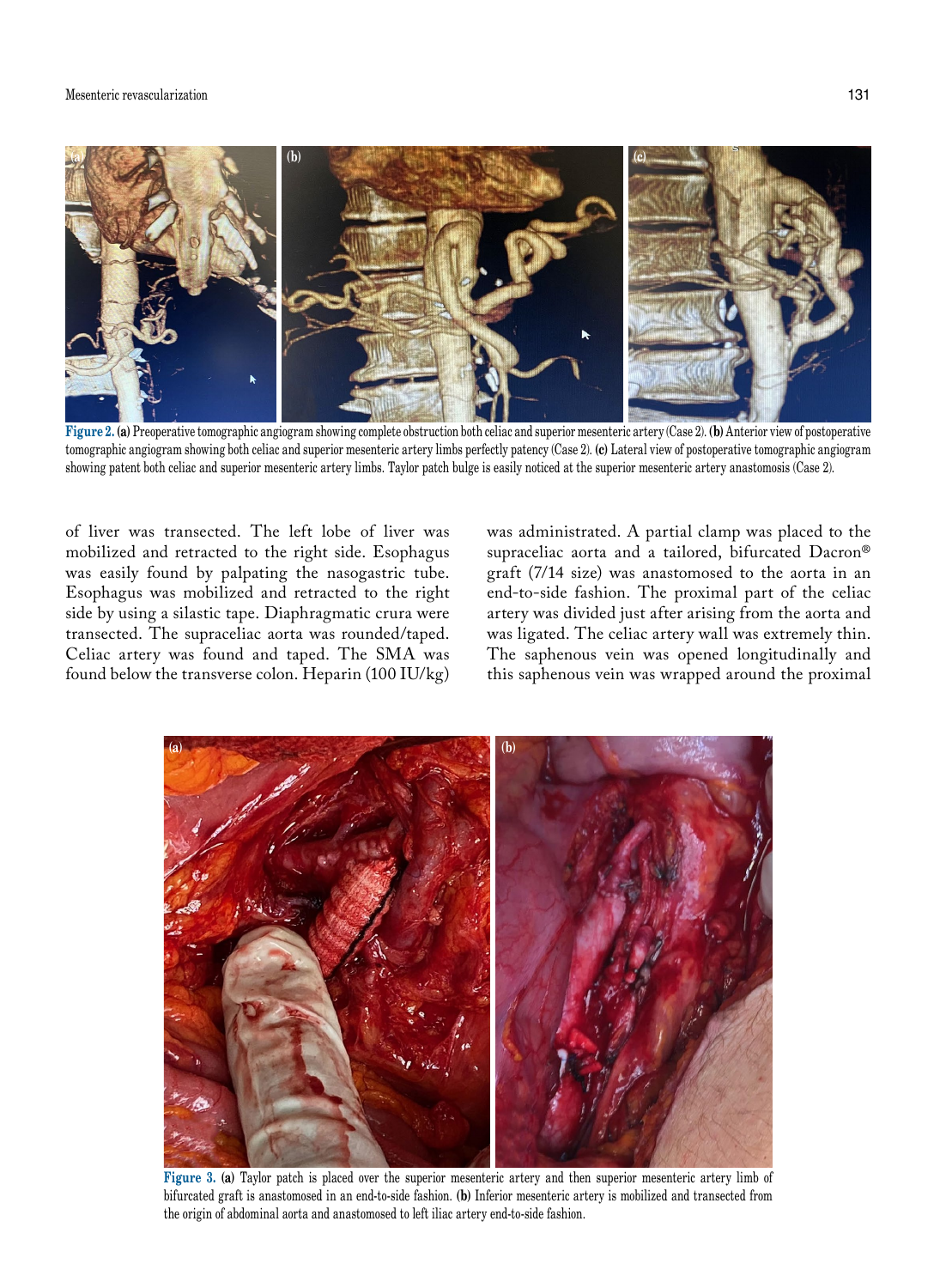**Figure 2. (a)** Preoperative tomographic angiogram showing complete obstruction both celiac and superior mesenteric artery (Case 2). **(b)** Anterior view of postoperative tomographic angiogram showing both celiac and superior mesenteric artery limbs perfectly patency (Case 2). **(c)** Lateral view of postoperative tomographic angiogram showing patent both celiac and superior mesenteric artery limbs. Taylor patch bulge is easily noticed at the superior mesenteric artery anastomosis (Case 2).

of liver was transected. The left lobe of liver was mobilized and retracted to the right side. Esophagus was easily found by palpating the nasogastric tube. Esophagus was mobilized and retracted to the right side by using a silastic tape. Diaphragmatic crura were transected. The supraceliac aorta was rounded/taped. Celiac artery was found and taped. The SMA was found below the transverse colon. Heparin (100 IU/kg) was administrated. A partial clamp was placed to the supraceliac aorta and a tailored, bifurcated Dacron® graft (7/14 size) was anastomosed to the aorta in an end-to-side fashion. The proximal part of the celiac artery was divided just after arising from the aorta and was ligated. The celiac artery wall was extremely thin. The saphenous vein was opened longitudinally and this saphenous vein was wrapped around the proximal

**Figure 3. (a)** Taylor patch is placed over the superior mesenteric artery and then superior mesenteric artery limb of bifurcated graft is anastomosed in an end-to-side fashion. **(b)** Inferior mesenteric artery is mobilized and transected from the origin of abdominal aorta and anastomosed to left iliac artery end-to-side fashion.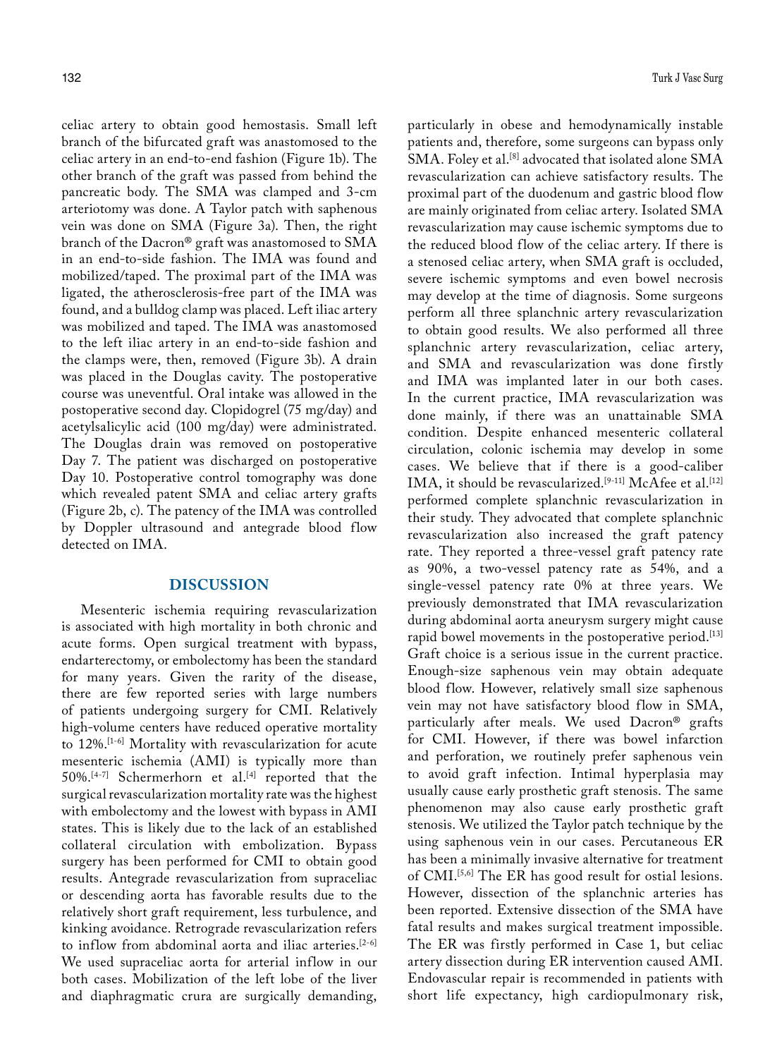celiac artery to obtain good hemostasis. Small left branch of the bifurcated graft was anastomosed to the celiac artery in an end-to-end fashion (Figure 1b). The other branch of the graft was passed from behind the pancreatic body. The SMA was clamped and 3-cm arteriotomy was done. A Taylor patch with saphenous vein was done on SMA (Figure 3a). Then, the right branch of the Dacron® graft was anastomosed to SMA in an end-to-side fashion. The IMA was found and mobilized/taped. The proximal part of the IMA was ligated, the atherosclerosis-free part of the IMA was found, and a bulldog clamp was placed. Left iliac artery was mobilized and taped. The IMA was anastomosed to the left iliac artery in an end-to-side fashion and the clamps were, then, removed (Figure 3b). A drain was placed in the Douglas cavity. The postoperative course was uneventful. Oral intake was allowed in the postoperative second day. Clopidogrel (75 mg/day) and acetylsalicylic acid (100 mg/day) were administrated. The Douglas drain was removed on postoperative Day 7. The patient was discharged on postoperative Day 10. Postoperative control tomography was done which revealed patent SMA and celiac artery grafts (Figure 2b, c). The patency of the IMA was controlled by Doppler ultrasound and antegrade blood flow detected on IMA.

## DISCUSSION

Mesenteric ischemia requiring revascularization is associated with high mortality in both chronic and acute forms. Open surgical treatment with bypass, endarterectomy, or embolectomy has been the standard for many years. Given the rarity of the disease, there are few reported series with large numbers of patients undergoing surgery for CMI. Relatively high-volume centers have reduced operative mortality to 12%.[1-6] Mortality with revascularization for acute mesenteric ischemia (AMI) is typically more than 50%.[4-7] Schermerhorn et al.[4] reported that the surgical revascularization mortality rate was the highest with embolectomy and the lowest with bypass in AMI states. This is likely due to the lack of an established collateral circulation with embolization. Bypass surgery has been performed for CMI to obtain good results. Antegrade revascularization from supraceliac or descending aorta has favorable results due to the relatively short graft requirement, less turbulence, and kinking avoidance. Retrograde revascularization refers to inflow from abdominal aorta and iliac arteries.[2-6] We used supraceliac aorta for arterial inflow in our both cases. Mobilization of the left lobe of the liver and diaphragmatic crura are surgically demanding, particularly in obese and hemodynamically instable patients and, therefore, some surgeons can bypass only SMA. Foley et al.[8] advocated that isolated alone SMA revascularization can achieve satisfactory results. The proximal part of the duodenum and gastric blood flow are mainly originated from celiac artery. Isolated SMA revascularization may cause ischemic symptoms due to the reduced blood flow of the celiac artery. If there is a stenosed celiac artery, when SMA graft is occluded, severe ischemic symptoms and even bowel necrosis may develop at the time of diagnosis. Some surgeons perform all three splanchnic artery revascularization to obtain good results. We also performed all three splanchnic artery revascularization, celiac artery, and SMA and revascularization was done firstly and IMA was implanted later in our both cases. In the current practice, IMA revascularization was done mainly, if there was an unattainable SMA condition. Despite enhanced mesenteric collateral circulation, colonic ischemia may develop in some cases. We believe that if there is a good-caliber IMA, it should be revascularized.[9-11] McAfee et al.[12] performed complete splanchnic revascularization in their study. They advocated that complete splanchnic revascularization also increased the graft patency rate. They reported a three-vessel graft patency rate as 90%, a two-vessel patency rate as 54%, and a single-vessel patency rate 0% at three years. We previously demonstrated that IMA revascularization during abdominal aorta aneurysm surgery might cause rapid bowel movements in the postoperative period.[13] Graft choice is a serious issue in the current practice. Enough-size saphenous vein may obtain adequate blood flow. However, relatively small size saphenous vein may not have satisfactory blood flow in SMA, particularly after meals. We used Dacron® grafts for CMI. However, if there was bowel infarction and perforation, we routinely prefer saphenous vein to avoid graft infection. Intimal hyperplasia may usually cause early prosthetic graft stenosis. The same phenomenon may also cause early prosthetic graft stenosis. We utilized the Taylor patch technique by the using saphenous vein in our cases. Percutaneous ER has been a minimally invasive alternative for treatment of CMI.[5,6] The ER has good result for ostial lesions. However, dissection of the splanchnic arteries has been reported. Extensive dissection of the SMA have fatal results and makes surgical treatment impossible. The ER was firstly performed in Case 1, but celiac artery dissection during ER intervention caused AMI. Endovascular repair is recommended in patients with short life expectancy, high cardiopulmonary risk,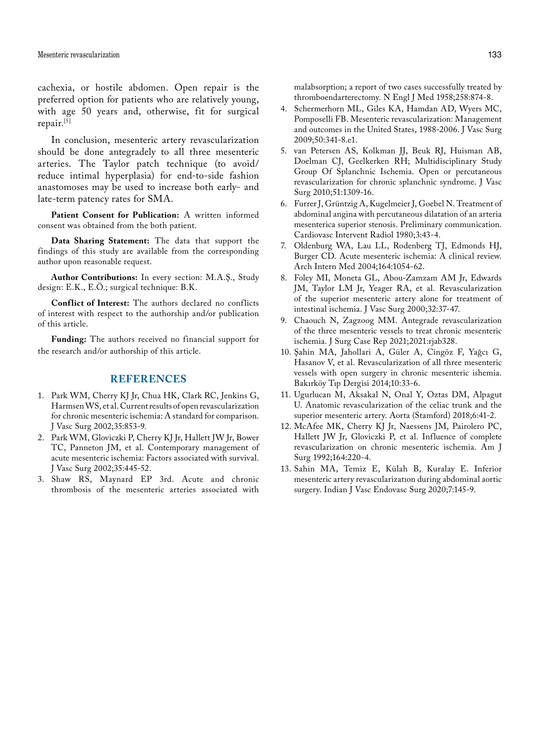cachexia, or hostile abdomen. Open repair is the preferred option for patients who are relatively young, with age 50 years and, otherwise, fit for surgical repair.[5]

In conclusion, mesenteric artery revascularization should be done antegradely to all three mesenteric arteries. The Taylor patch technique (to avoid/reduce intimal hyperplasia) for end-to-side fashion anastomoses may be used to increase both early- and late-term patency rates for SMA.

**Patient Consent for Publication:** A written informed consent was obtained from the both patient.

**Data Sharing Statement:** The data that support the findings of this study are available from the corresponding author upon reasonable request.

**Author Contributions:** In every section: M.A.Ş., Study design: E.K., E.Ö.; surgical technique: B.K.

**Conflict of Interest:** The authors declared no conflicts of interest with respect to the authorship and/or publication of this article.

**Funding:** The authors received no financial support for the research and/or authorship of this article.

## REFERENCES

1. Park WM, Cherry KJ Jr, Chua HK, Clark RC, Jenkins G, Harmsen WS, et al. Current results of open revascularization for chronic mesenteric ischemia: A standard for comparison. J Vasc Surg 2002;35:853-9.
2. Park WM, Gloviczki P, Cherry KJ Jr, Hallett JW Jr, Bower TC, Panneton JM, et al. Contemporary management of acute mesenteric ischemia: Factors associated with survival. J Vasc Surg 2002;35:445-52.
3. Shaw RS, Maynard EP 3rd. Acute and chronic thrombosis of the mesenteric arteries associated with malabsorption; a report of two cases successfully treated by thromboendarterectomy. N Engl J Med 1958;258:874-8.
4. Schermerhorn ML, Giles KA, Hamdan AD, Wyers MC, Pomposelli FB. Mesenteric revascularization: Management and outcomes in the United States, 1988-2006. J Vasc Surg 2009;50:341-8.e1.
5. van Petersen AS, Kolkman JJ, Beuk RJ, Huisman AB, Doelman CJ, Geelkerken RH; Multidisciplinary Study Group Of Splanchnic Ischemia. Open or percutaneous revascularization for chronic splanchnic syndrome. J Vasc Surg 2010;51:1309-16.
6. Furrer J, Grüntzig A, Kugelmeier J, Goebel N. Treatment of abdominal angina with percutaneous dilatation of an arteria mesenterica superior stenosis. Preliminary communication. Cardiovasc Intervent Radiol 1980;3:43-4.
7. Oldenburg WA, Lau LL, Rodenberg TJ, Edmonds HJ, Burger CD. Acute mesenteric ischemia: A clinical review. Arch Intern Med 2004;164:1054-62.
8. Foley MI, Moneta GL, Abou-Zamzam AM Jr, Edwards JM, Taylor LM Jr, Yeager RA, et al. Revascularization of the superior mesenteric artery alone for treatment of intestinal ischemia. J Vasc Surg 2000;32:37-47.
9. Chaouch N, Zagzoog MM. Antegrade revascularization of the three mesenteric vessels to treat chronic mesenteric ischemia. J Surg Case Rep 2021;2021:rjab328.
10. Şahin MA, Jahollari A, Güler A, Cingöz F, Yağcı G, Hasanov V, et al. Revascularization of all three mesenteric vessels with open surgery in chronic mesenteric ishemia. Bakırköy Tıp Dergisi 2014;10:33-6.
11. Ugurlucan M, Aksakal N, Onal Y, Oztas DM, Alpagut U. Anatomic revascularization of the celiac trunk and the superior mesenteric artery. Aorta (Stamford) 2018;6:41-2.
12. McAfee MK, Cherry KJ Jr, Naessens JM, Pairolero PC, Hallett JW Jr, Gloviczki P, et al. Influence of complete revascularization on chronic mesenteric ischemia. Am J Surg 1992;164:220-4.
13. Sahin MA, Temiz E, Külah B, Kuralay E. Inferior mesenteric artery revascularizatıon during abdominal aortic surgery. Indian J Vasc Endovasc Surg 2020;7:145-9.